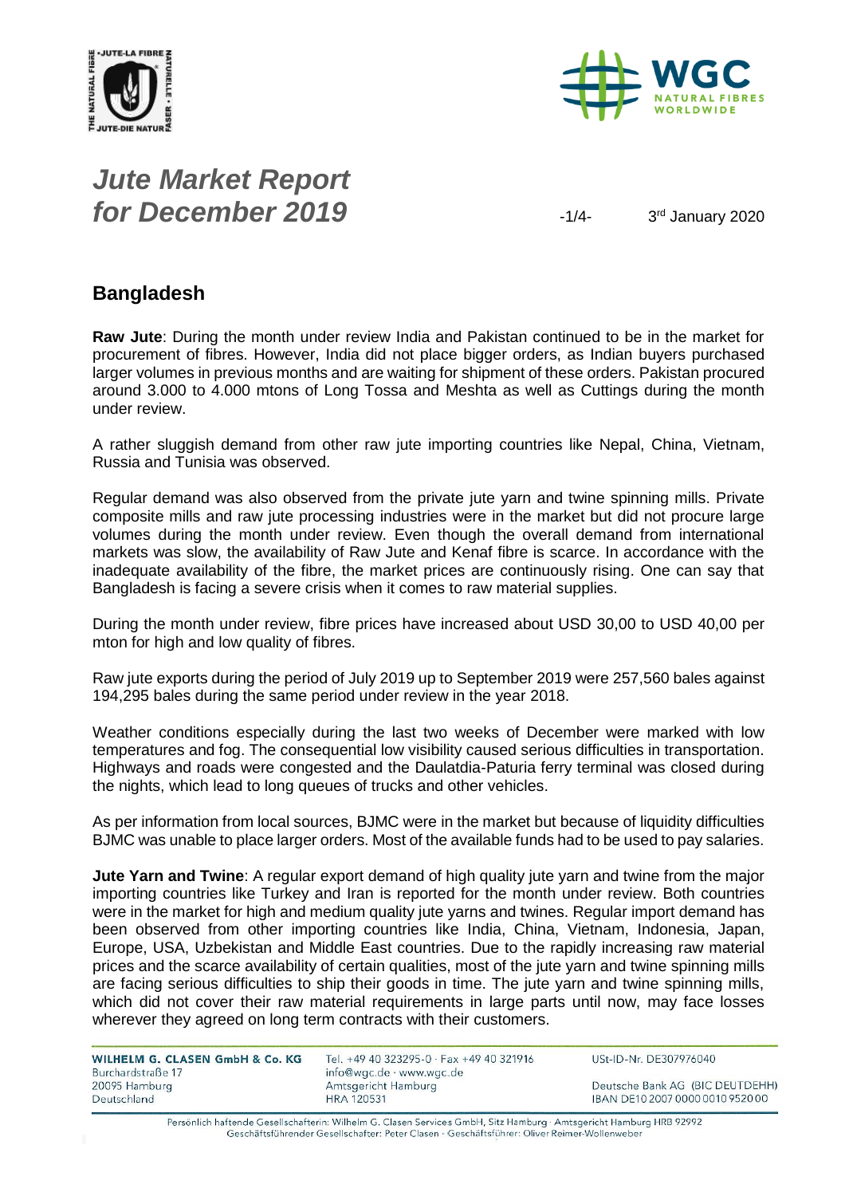# *Jute Market Report for December 2019*

3rd January 2020

## Bangladesh

**Raw Jute**: During the month under review India and Pakistan continued to be in the market for procurement of fibres. However, India did not place bigger orders, as Indian buyers purchased larger volumes in previous months and are waiting for shipment of these orders. Pakistan procured around 3.000 to 4.000 mtons of Long Tossa and Meshta as well as Cuttings during the month under review.

A rather sluggish demand from other raw jute importing countries like Nepal, China, Vietnam, Russia and Tunisia was observed.

Regular demand was also observed from the private jute yarn and twine spinning mills. Private composite mills and raw jute processing industries were in the market but did not procure large volumes during the month under review. Even though the overall demand from international markets was slow, the availability of Raw Jute and Kenaf fibre is scarce. In accordance with the inadequate availability of the fibre, the market prices are continuously rising. One can say that Bangladesh is facing a severe crisis when it comes to raw material supplies.

During the month under review, fibre prices have increased about USD 30,00 to USD 40,00 per mton for high and low quality of fibres.

Raw jute exports during the period of July 2019 up to September 2019 were 257,560 bales against 194,295 bales during the same period under review in the year 2018.

Weather conditions especially during the last two weeks of December were marked with low temperatures and fog. The consequential low visibility caused serious difficulties in transportation. Highways and roads were congested and the Daulatdia-Paturia ferry terminal was closed during the nights, which lead to long queues of trucks and other vehicles.

As per information from local sources, BJMC were in the market but because of liquidity difficulties BJMC was unable to place larger orders. Most of the available funds had to be used to pay salaries.

**Jute Yarn and Twine**: A regular export demand of high quality jute yarn and twine from the major importing countries like Turkey and Iran is reported for the month under review. Both countries were in the market for high and medium quality jute yarns and twines. Regular import demand has been observed from other importing countries like India, China, Vietnam, Indonesia, Japan, Europe, USA, Uzbekistan and Middle East countries. Due to the rapidly increasing raw material prices and the scarce availability of certain qualities, most of the jute yarn and twine spinning mills are facing serious difficulties to ship their goods in time. The jute yarn and twine spinning mills, which did not cover their raw material requirements in large parts until now, may face losses wherever they agreed on long term contracts with their customers.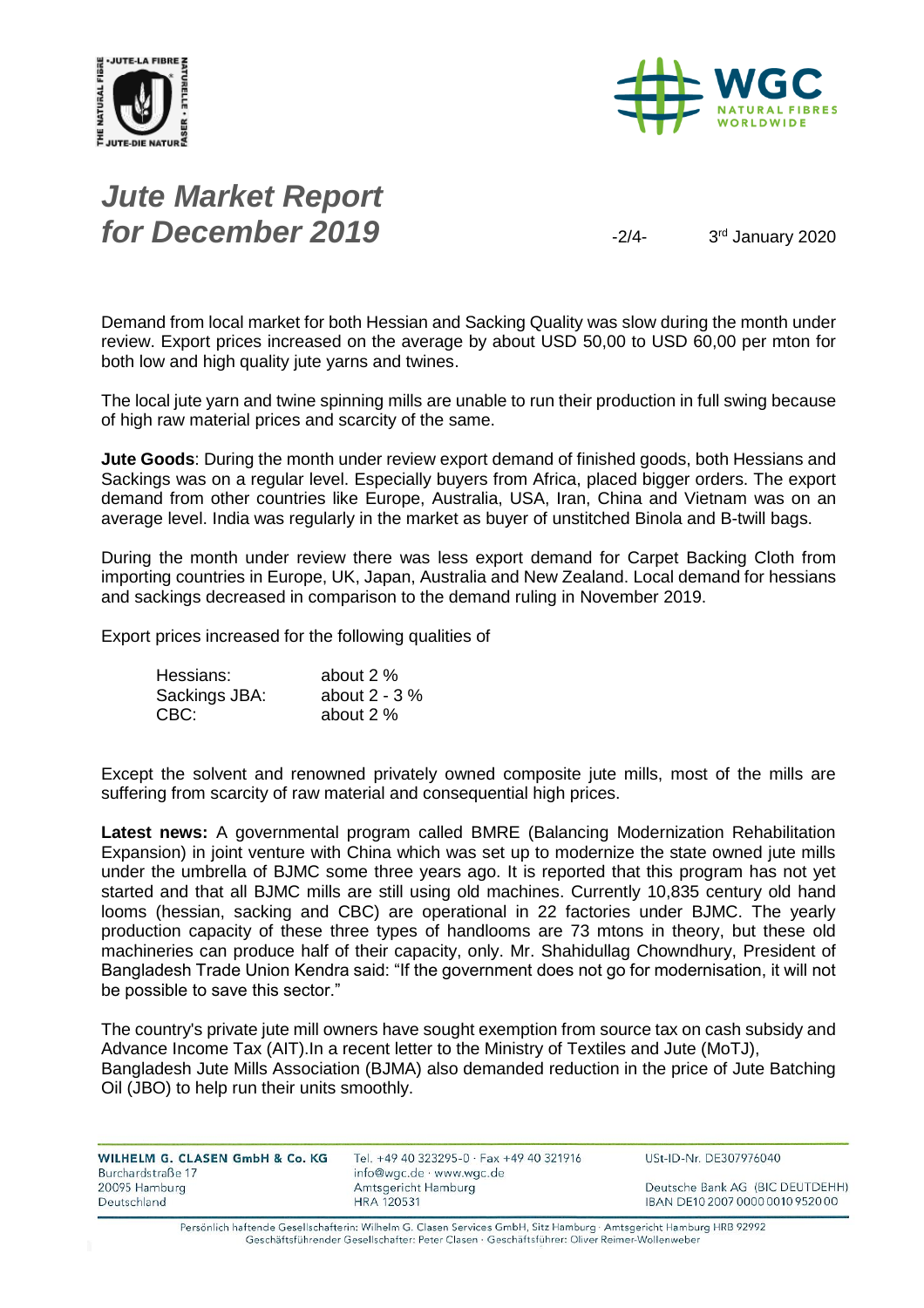# *Jute Market Report for December 2019*

3[rd] January 2020

Demand from local market for both Hessian and Sacking Quality was slow during the month under review. Export prices increased on the average by about USD 50,00 to USD 60,00 per mton for both low and high quality jute yarns and twines.

The local jute yarn and twine spinning mills are unable to run their production in full swing because of high raw material prices and scarcity of the same.

**Jute Goods**: During the month under review export demand of finished goods, both Hessians and Sackings was on a regular level. Especially buyers from Africa, placed bigger orders. The export demand from other countries like Europe, Australia, USA, Iran, China and Vietnam was on an average level. India was regularly in the market as buyer of unstitched Binola and B-twill bags.

During the month under review there was less export demand for Carpet Backing Cloth from importing countries in Europe, UK, Japan, Australia and New Zealand. Local demand for hessians and sackings decreased in comparison to the demand ruling in November 2019.

Export prices increased for the following qualities of

| | |
|---|---|
| Hessians: | about 2 % |
| Sackings JBA: | about 2 - 3 % |
| CBC: | about 2 % |

Except the solvent and renowned privately owned composite jute mills, most of the mills are suffering from scarcity of raw material and consequential high prices.

**Latest news:** A governmental program called BMRE (Balancing Modernization Rehabilitation Expansion) in joint venture with China which was set up to modernize the state owned jute mills under the umbrella of BJMC some three years ago. It is reported that this program has not yet started and that all BJMC mills are still using old machines. Currently 10,835 century old hand looms (hessian, sacking and CBC) are operational in 22 factories under BJMC. The yearly production capacity of these three types of handlooms are 73 mtons in theory, but these old machineries can produce half of their capacity, only. Mr. Shahidullag Chowndhury, President of Bangladesh Trade Union Kendra said: "If the government does not go for modernisation, it will not be possible to save this sector."

The country's private jute mill owners have sought exemption from source tax on cash subsidy and Advance Income Tax (AIT).In a recent letter to the Ministry of Textiles and Jute (MoTJ), Bangladesh Jute Mills Association (BJMA) also demanded reduction in the price of Jute Batching Oil (JBO) to help run their units smoothly.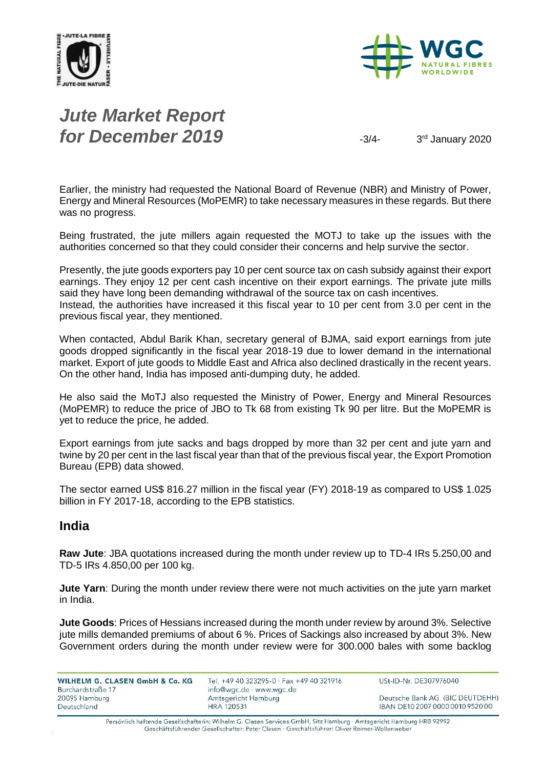Earlier, the ministry had requested the National Board of Revenue (NBR) and Ministry of Power, Energy and Mineral Resources (MoPEMR) to take necessary measures in these regards. But there was no progress.

Being frustrated, the jute millers again requested the MOTJ to take up the issues with the authorities concerned so that they could consider their concerns and help survive the sector.

Presently, the jute goods exporters pay 10 per cent source tax on cash subsidy against their export earnings. They enjoy 12 per cent cash incentive on their export earnings. The private jute mills said they have long been demanding withdrawal of the source tax on cash incentives.
Instead, the authorities have increased it this fiscal year to 10 per cent from 3.0 per cent in the previous fiscal year, they mentioned.

When contacted, Abdul Barik Khan, secretary general of BJMA, said export earnings from jute goods dropped significantly in the fiscal year 2018-19 due to lower demand in the international market. Export of jute goods to Middle East and Africa also declined drastically in the recent years. On the other hand, India has imposed anti-dumping duty, he added.

He also said the MoTJ also requested the Ministry of Power, Energy and Mineral Resources (MoPEMR) to reduce the price of JBO to Tk 68 from existing Tk 90 per litre. But the MoPEMR is yet to reduce the price, he added.

Export earnings from jute sacks and bags dropped by more than 32 per cent and jute yarn and twine by 20 per cent in the last fiscal year than that of the previous fiscal year, the Export Promotion Bureau (EPB) data showed.

The sector earned US$ 816.27 million in the fiscal year (FY) 2018-19 as compared to US$ 1.025 billion in FY 2017-18, according to the EPB statistics.

## India

**Raw Jute**: JBA quotations increased during the month under review up to TD-4 IRs 5.250,00 and TD-5 IRs 4.850,00 per 100 kg.

**Jute Yarn**: During the month under review there were not much activities on the jute yarn market in India.

**Jute Goods**: Prices of Hessians increased during the month under review by around 3%. Selective jute mills demanded premiums of about 6 %. Prices of Sackings also increased by about 3%. New Government orders during the month under review were for 300.000 bales with some backlog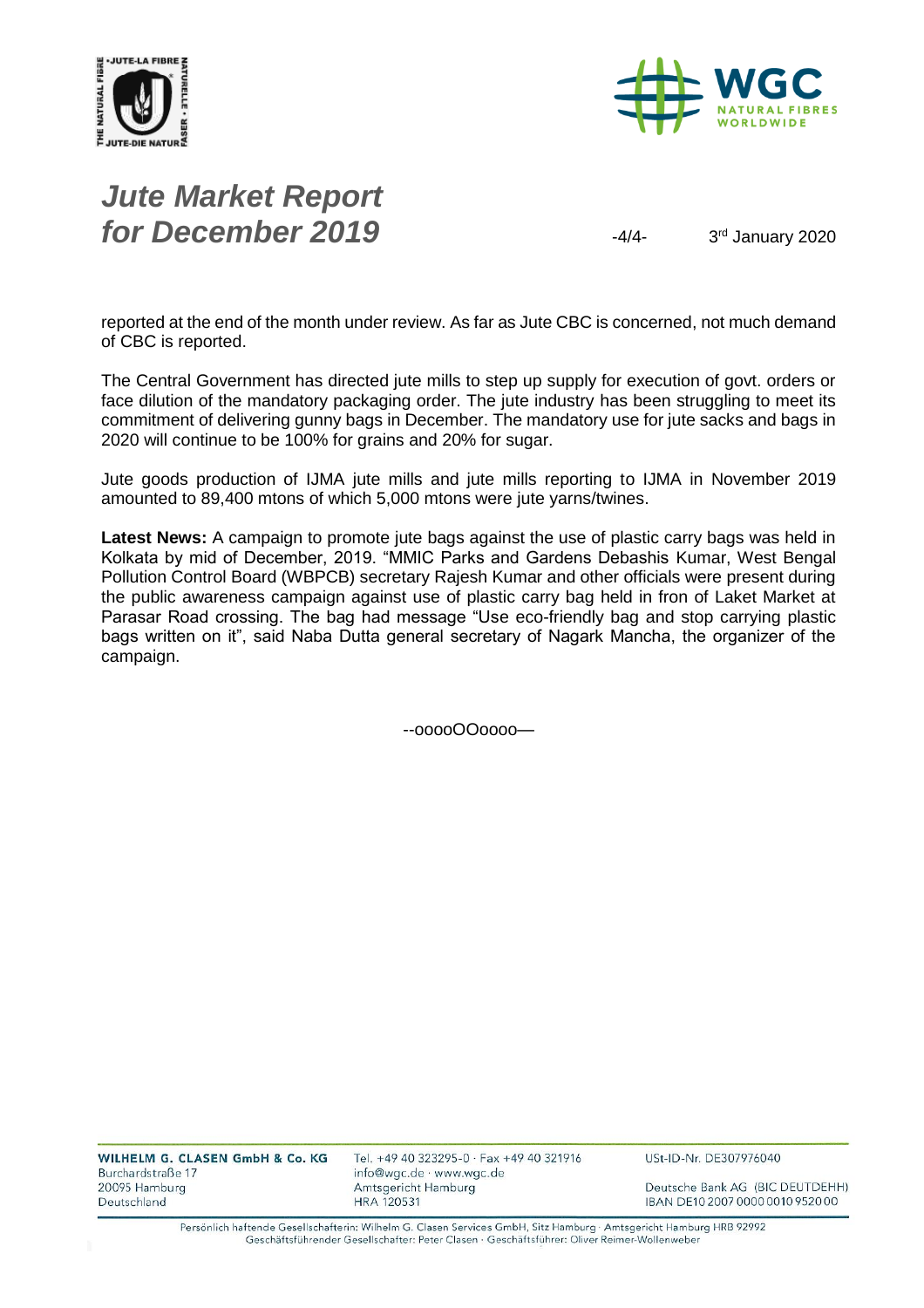reported at the end of the month under review. As far as Jute CBC is concerned, not much demand of CBC is reported.

The Central Government has directed jute mills to step up supply for execution of govt. orders or face dilution of the mandatory packaging order. The jute industry has been struggling to meet its commitment of delivering gunny bags in December. The mandatory use for jute sacks and bags in 2020 will continue to be 100% for grains and 20% for sugar.

Jute goods production of IJMA jute mills and jute mills reporting to IJMA in November 2019 amounted to 89,400 mtons of which 5,000 mtons were jute yarns/twines.

**Latest News:** A campaign to promote jute bags against the use of plastic carry bags was held in Kolkata by mid of December, 2019. "MMIC Parks and Gardens Debashis Kumar, West Bengal Pollution Control Board (WBPCB) secretary Rajesh Kumar and other officials were present during the public awareness campaign against use of plastic carry bag held in fron of Laket Market at Parasar Road crossing. The bag had message "Use eco-friendly bag and stop carrying plastic bags written on it", said Naba Dutta general secretary of Nagark Mancha, the organizer of the campaign.

--ooooOOoooo—